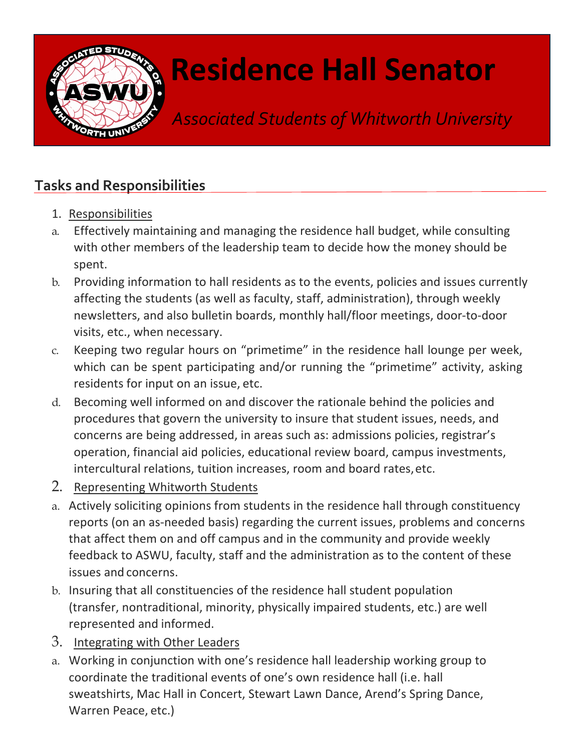# Residence Hall Senator

*Associated Students of Whitworth University*

## Tasks and Responsibilities

1. Responsibilities
   a. Effectively maintaining and managing the residence hall budget, while consulting with other members of the leadership team to decide how the money should be spent.
   b. Providing information to hall residents as to the events, policies and issues currently affecting the students (as well as faculty, staff, administration), through weekly newsletters, and also bulletin boards, monthly hall/floor meetings, door-to-door visits, etc., when necessary.
   c. Keeping two regular hours on "primetime" in the residence hall lounge per week, which can be spent participating and/or running the "primetime" activity, asking residents for input on an issue, etc.
   d. Becoming well informed on and discover the rationale behind the policies and procedures that govern the university to insure that student issues, needs, and concerns are being addressed, in areas such as: admissions policies, registrar's operation, financial aid policies, educational review board, campus investments, intercultural relations, tuition increases, room and board rates, etc.
2. Representing Whitworth Students
   a. Actively soliciting opinions from students in the residence hall through constituency reports (on an as-needed basis) regarding the current issues, problems and concerns that affect them on and off campus and in the community and provide weekly feedback to ASWU, faculty, staff and the administration as to the content of these issues and concerns.
   b. Insuring that all constituencies of the residence hall student population (transfer, nontraditional, minority, physically impaired students, etc.) are well represented and informed.
3. Integrating with Other Leaders
   a. Working in conjunction with one's residence hall leadership working group to coordinate the traditional events of one's own residence hall (i.e. hall sweatshirts, Mac Hall in Concert, Stewart Lawn Dance, Arend's Spring Dance, Warren Peace, etc.)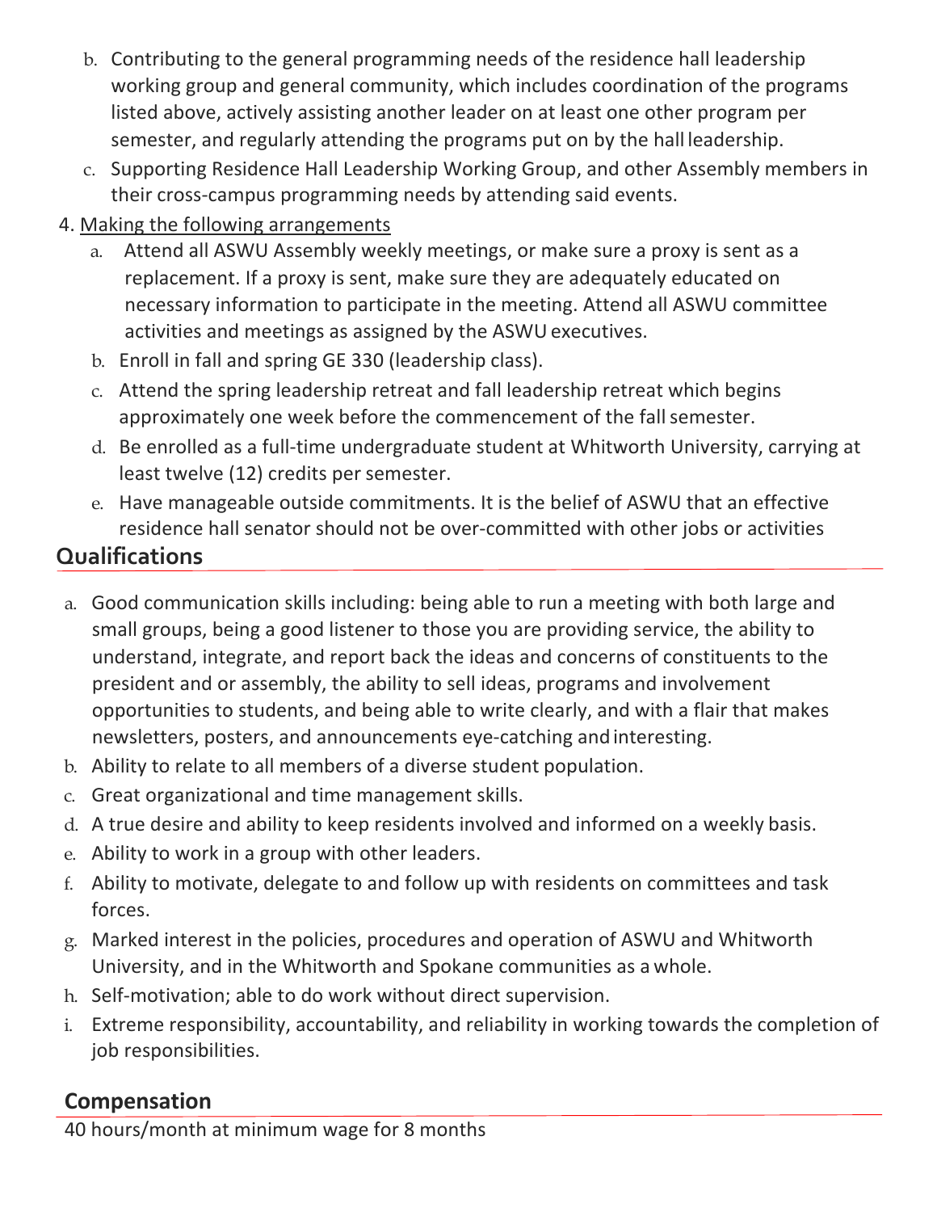b. Contributing to the general programming needs of the residence hall leadership working group and general community, which includes coordination of the programs listed above, actively assisting another leader on at least one other program per semester, and regularly attending the programs put on by the hall leadership.

c. Supporting Residence Hall Leadership Working Group, and other Assembly members in their cross-campus programming needs by attending said events.

4. Making the following arrangements

   a. Attend all ASWU Assembly weekly meetings, or make sure a proxy is sent as a replacement. If a proxy is sent, make sure they are adequately educated on necessary information to participate in the meeting. Attend all ASWU committee activities and meetings as assigned by the ASWU executives.

   b. Enroll in fall and spring GE 330 (leadership class).

   c. Attend the spring leadership retreat and fall leadership retreat which begins approximately one week before the commencement of the fall semester.

   d. Be enrolled as a full-time undergraduate student at Whitworth University, carrying at least twelve (12) credits per semester.

   e. Have manageable outside commitments. It is the belief of ASWU that an effective residence hall senator should not be over-committed with other jobs or activities

## Qualifications

a. Good communication skills including: being able to run a meeting with both large and small groups, being a good listener to those you are providing service, the ability to understand, integrate, and report back the ideas and concerns of constituents to the president and or assembly, the ability to sell ideas, programs and involvement opportunities to students, and being able to write clearly, and with a flair that makes newsletters, posters, and announcements eye-catching and interesting.

b. Ability to relate to all members of a diverse student population.

c. Great organizational and time management skills.

d. A true desire and ability to keep residents involved and informed on a weekly basis.

e. Ability to work in a group with other leaders.

f. Ability to motivate, delegate to and follow up with residents on committees and task forces.

g. Marked interest in the policies, procedures and operation of ASWU and Whitworth University, and in the Whitworth and Spokane communities as a whole.

h. Self-motivation; able to do work without direct supervision.

i. Extreme responsibility, accountability, and reliability in working towards the completion of job responsibilities.

## Compensation

40 hours/month at minimum wage for 8 months